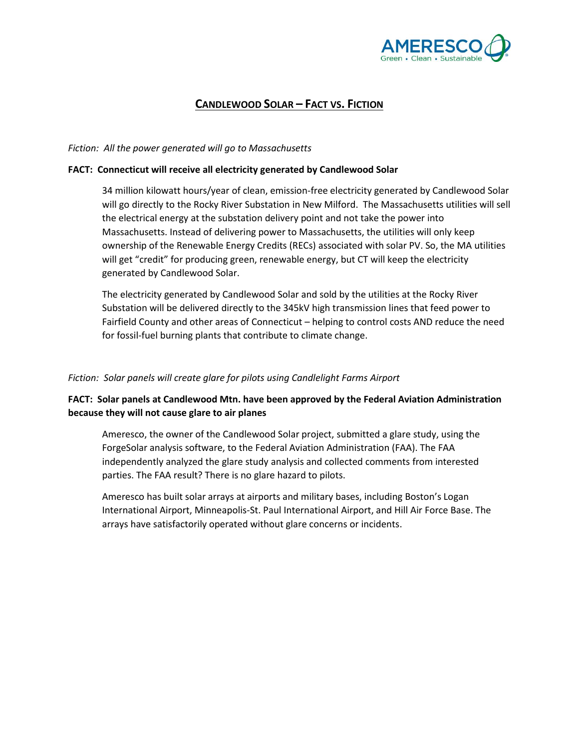# CANDLEWOOD SOLAR – FACT VS. FICTION

*Fiction: All the power generated will go to Massachusetts*

**FACT: Connecticut will receive all electricity generated by Candlewood Solar**

34 million kilowatt hours/year of clean, emission-free electricity generated by Candlewood Solar will go directly to the Rocky River Substation in New Milford. The Massachusetts utilities will sell the electrical energy at the substation delivery point and not take the power into Massachusetts. Instead of delivering power to Massachusetts, the utilities will only keep ownership of the Renewable Energy Credits (RECs) associated with solar PV. So, the MA utilities will get "credit" for producing green, renewable energy, but CT will keep the electricity generated by Candlewood Solar.

The electricity generated by Candlewood Solar and sold by the utilities at the Rocky River Substation will be delivered directly to the 345kV high transmission lines that feed power to Fairfield County and other areas of Connecticut – helping to control costs AND reduce the need for fossil-fuel burning plants that contribute to climate change.

*Fiction: Solar panels will create glare for pilots using Candlelight Farms Airport*

**FACT: Solar panels at Candlewood Mtn. have been approved by the Federal Aviation Administration because they will not cause glare to air planes**

Ameresco, the owner of the Candlewood Solar project, submitted a glare study, using the ForgeSolar analysis software, to the Federal Aviation Administration (FAA). The FAA independently analyzed the glare study analysis and collected comments from interested parties. The FAA result? There is no glare hazard to pilots.

Ameresco has built solar arrays at airports and military bases, including Boston's Logan International Airport, Minneapolis-St. Paul International Airport, and Hill Air Force Base. The arrays have satisfactorily operated without glare concerns or incidents.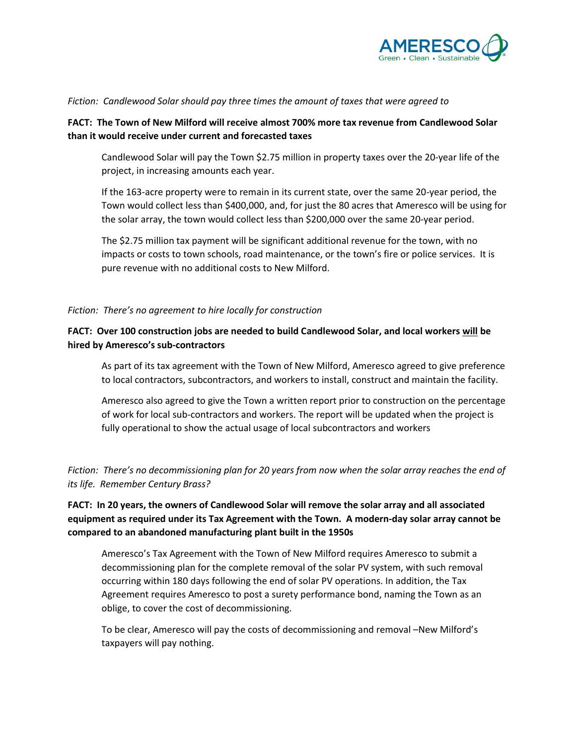*Fiction: Candlewood Solar should pay three times the amount of taxes that were agreed to*

**FACT: The Town of New Milford will receive almost 700% more tax revenue from Candlewood Solar than it would receive under current and forecasted taxes**

Candlewood Solar will pay the Town $2.75 million in property taxes over the 20-year life of the project, in increasing amounts each year.

If the 163-acre property were to remain in its current state, over the same 20-year period, the Town would collect less than $400,000, and, for just the 80 acres that Ameresco will be using for the solar array, the town would collect less than $200,000 over the same 20-year period.

The $2.75 million tax payment will be significant additional revenue for the town, with no impacts or costs to town schools, road maintenance, or the town's fire or police services. It is pure revenue with no additional costs to New Milford.

*Fiction: There's no agreement to hire locally for construction*

**FACT: Over 100 construction jobs are needed to build Candlewood Solar, and local workers <u>will</u> be hired by Ameresco's sub-contractors**

As part of its tax agreement with the Town of New Milford, Ameresco agreed to give preference to local contractors, subcontractors, and workers to install, construct and maintain the facility.

Ameresco also agreed to give the Town a written report prior to construction on the percentage of work for local sub-contractors and workers. The report will be updated when the project is fully operational to show the actual usage of local subcontractors and workers

*Fiction: There's no decommissioning plan for 20 years from now when the solar array reaches the end of its life. Remember Century Brass?*

**FACT: In 20 years, the owners of Candlewood Solar will remove the solar array and all associated equipment as required under its Tax Agreement with the Town. A modern-day solar array cannot be compared to an abandoned manufacturing plant built in the 1950s**

Ameresco's Tax Agreement with the Town of New Milford requires Ameresco to submit a decommissioning plan for the complete removal of the solar PV system, with such removal occurring within 180 days following the end of solar PV operations. In addition, the Tax Agreement requires Ameresco to post a surety performance bond, naming the Town as an oblige, to cover the cost of decommissioning.

To be clear, Ameresco will pay the costs of decommissioning and removal –New Milford's taxpayers will pay nothing.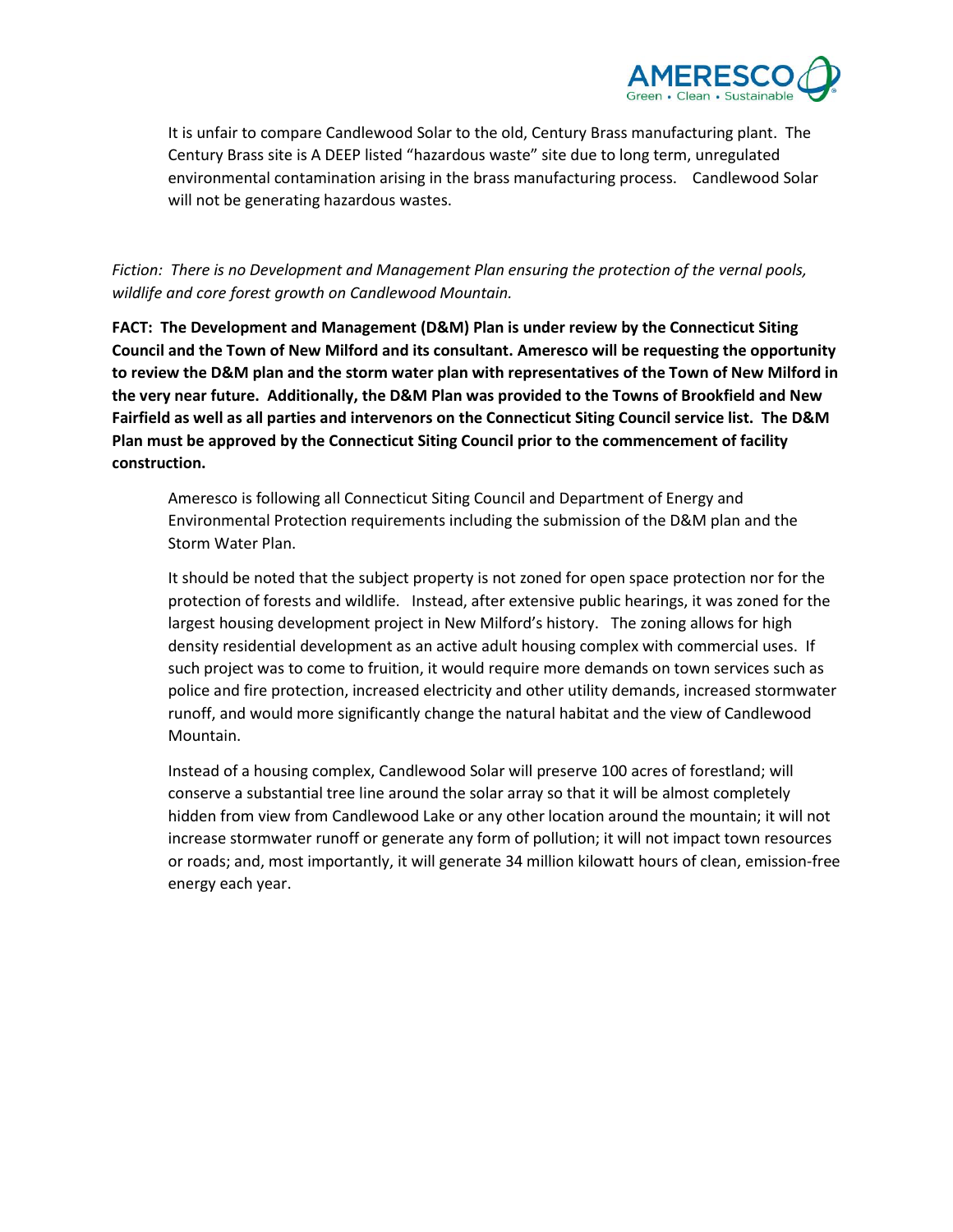It is unfair to compare Candlewood Solar to the old, Century Brass manufacturing plant. The Century Brass site is A DEEP listed "hazardous waste" site due to long term, unregulated environmental contamination arising in the brass manufacturing process. Candlewood Solar will not be generating hazardous wastes.

*Fiction: There is no Development and Management Plan ensuring the protection of the vernal pools, wildlife and core forest growth on Candlewood Mountain.*

**FACT: The Development and Management (D&M) Plan is under review by the Connecticut Siting Council and the Town of New Milford and its consultant. Ameresco will be requesting the opportunity to review the D&M plan and the storm water plan with representatives of the Town of New Milford in the very near future. Additionally, the D&M Plan was provided to the Towns of Brookfield and New Fairfield as well as all parties and intervenors on the Connecticut Siting Council service list. The D&M Plan must be approved by the Connecticut Siting Council prior to the commencement of facility construction.**

Ameresco is following all Connecticut Siting Council and Department of Energy and Environmental Protection requirements including the submission of the D&M plan and the Storm Water Plan.

It should be noted that the subject property is not zoned for open space protection nor for the protection of forests and wildlife. Instead, after extensive public hearings, it was zoned for the largest housing development project in New Milford's history. The zoning allows for high density residential development as an active adult housing complex with commercial uses. If such project was to come to fruition, it would require more demands on town services such as police and fire protection, increased electricity and other utility demands, increased stormwater runoff, and would more significantly change the natural habitat and the view of Candlewood Mountain.

Instead of a housing complex, Candlewood Solar will preserve 100 acres of forestland; will conserve a substantial tree line around the solar array so that it will be almost completely hidden from view from Candlewood Lake or any other location around the mountain; it will not increase stormwater runoff or generate any form of pollution; it will not impact town resources or roads; and, most importantly, it will generate 34 million kilowatt hours of clean, emission-free energy each year.